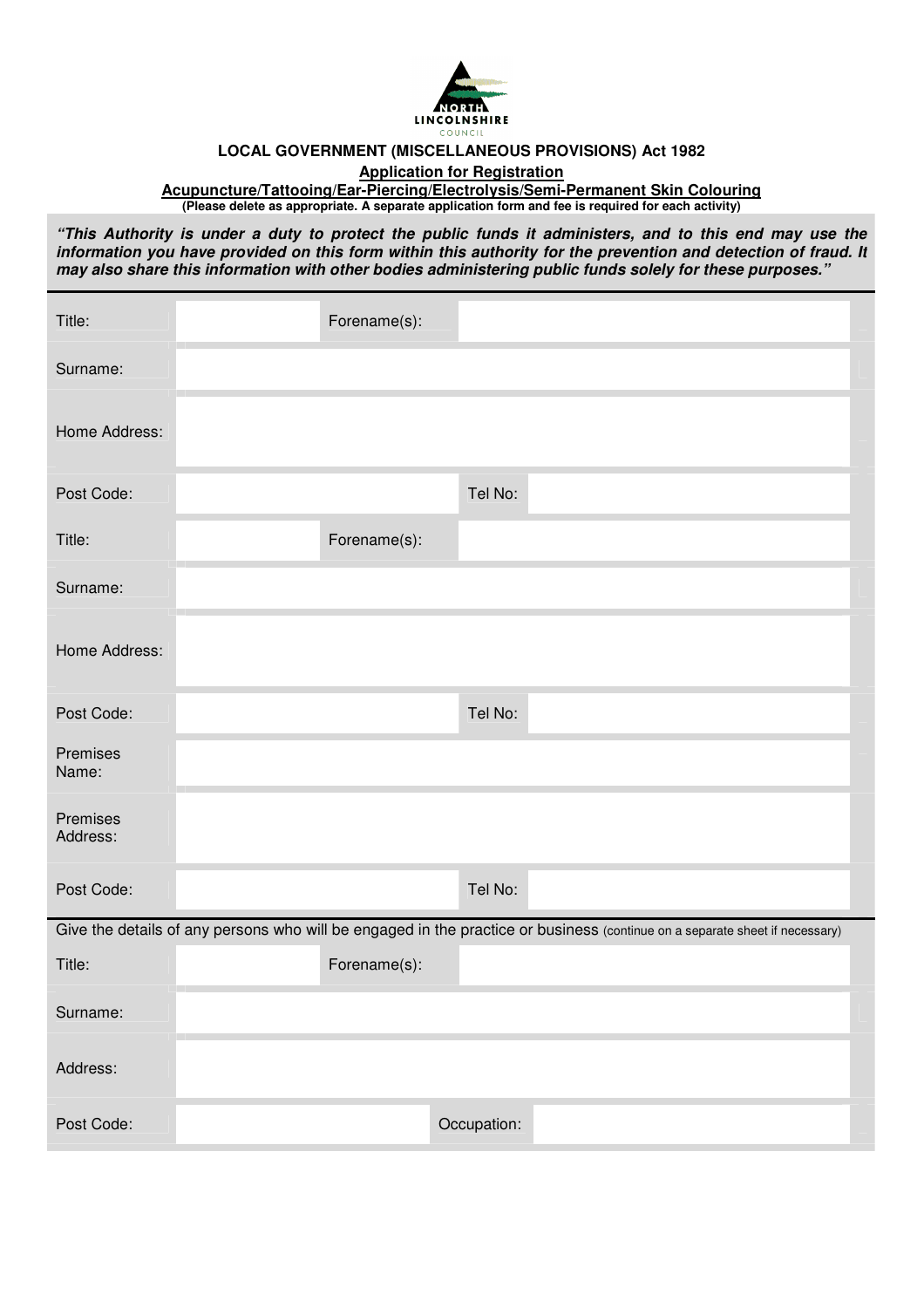NORTH LINCOLNSHIRE COUNCIL

**LOCAL GOVERNMENT (MISCELLANEOUS PROVISIONS) Act 1982**

**Application for Registration**

**Acupuncture/Tattooing/Ear-Piercing/Electrolysis/Semi-Permanent Skin Colouring**

**(Please delete as appropriate. A separate application form and fee is required for each activity)**

***"This Authority is under a duty to protect the public funds it administers, and to this end may use the information you have provided on this form within this authority for the prevention and detection of fraud. It may also share this information with other bodies administering public funds solely for these purposes."***

| | | | |
|---|---|---|---|
| Title: | | Forename(s): | |
| Surname: | | | |
| Home Address: | | | |
| Post Code: | | Tel No: | |
| Title: | | Forename(s): | |
| Surname: | | | |
| Home Address: | | | |
| Post Code: | | Tel No: | |
| Premises Name: | | | |
| Premises Address: | | | |
| Post Code: | | Tel No: | |

Give the details of any persons who will be engaged in the practice or business (continue on a separate sheet if necessary)

| | | | |
|---|---|---|---|
| Title: | | Forename(s): | |
| Surname: | | | |
| Address: | | | |
| Post Code: | | Occupation: | |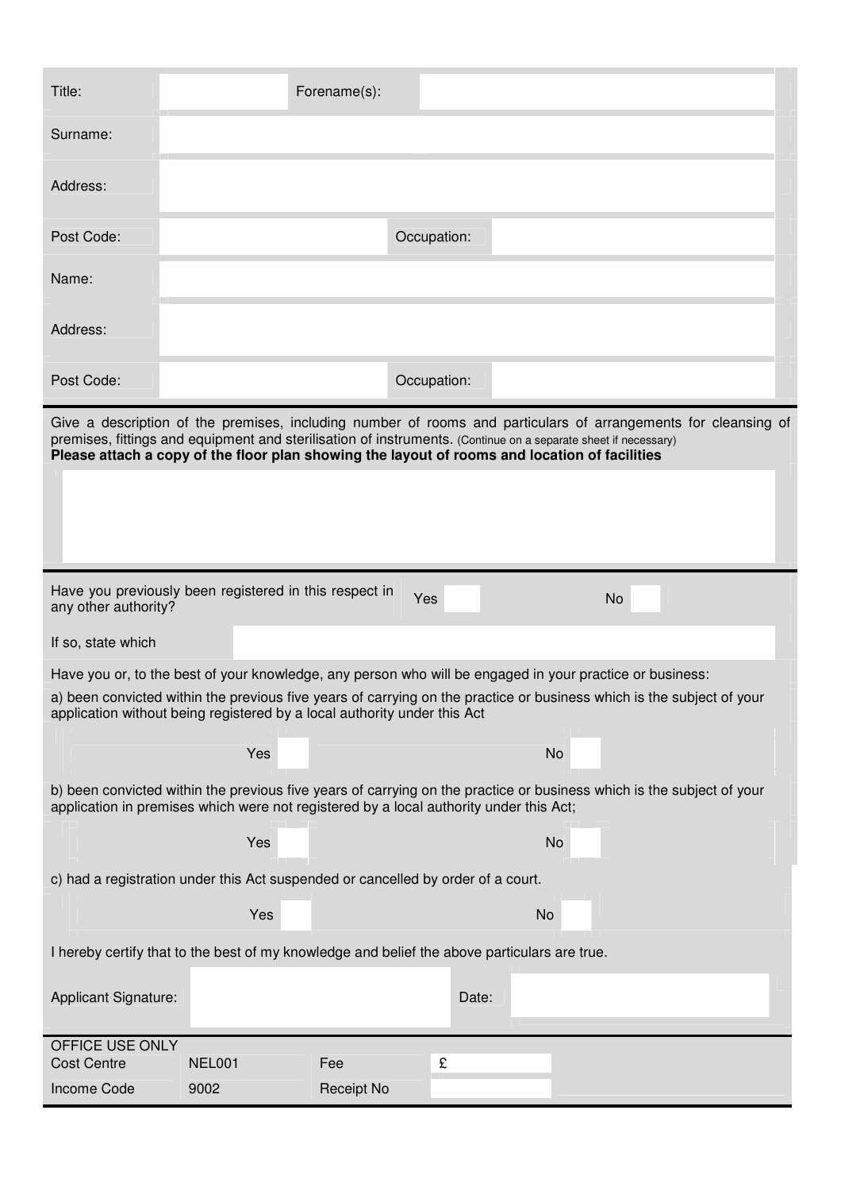| | | | |
|---|---|---|---|
| Title: | | Forename(s): | |
| Surname: | | | |
| Address: | | | |
| Post Code: | | Occupation: | |
| Name: | | | |
| Address: | | | |
| Post Code: | | Occupation: | |

Give a description of the premises, including number of rooms and particulars of arrangements for cleansing of premises, fittings and equipment and sterilisation of instruments. (Continue on a separate sheet if necessary)

**Please attach a copy of the floor plan showing the layout of rooms and location of facilities**

Have you previously been registered in this respect in any other authority? Yes No

If so, state which

Have you or, to the best of your knowledge, any person who will be engaged in your practice or business:

a) been convicted within the previous five years of carrying on the practice or business which is the subject of your application without being registered by a local authority under this Act

Yes No

b) been convicted within the previous five years of carrying on the practice or business which is the subject of your application in premises which were not registered by a local authority under this Act;

Yes No

c) had a registration under this Act suspended or cancelled by order of a court.

Yes No

I hereby certify that to the best of my knowledge and belief the above particulars are true.

Applicant Signature: Date:

OFFICE USE ONLY

| | | | |
|---|---|---|---|
| Cost Centre | NEL001 | Fee | £ |
| Income Code | 9002 | Receipt No | |